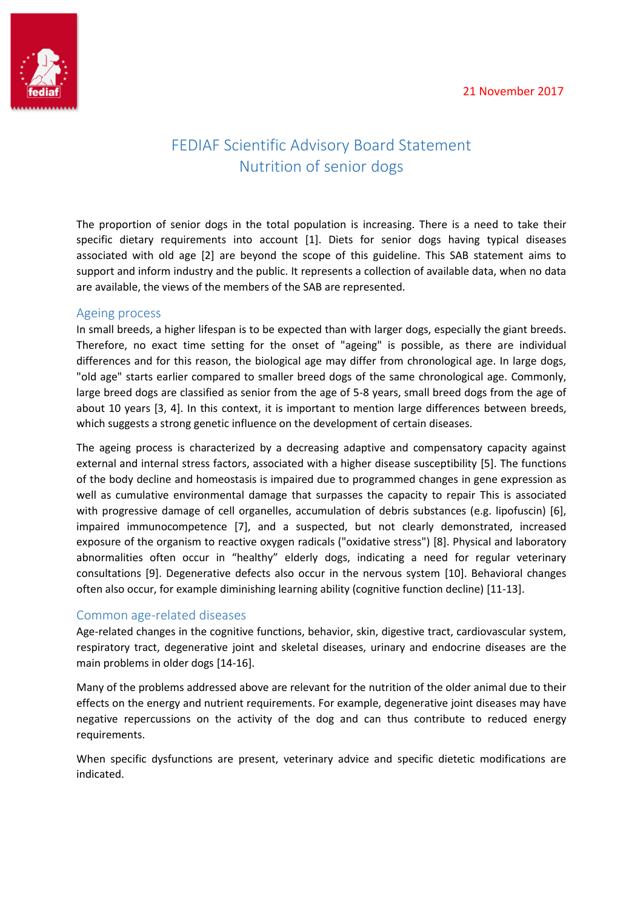21 November 2017

# FEDIAF Scientific Advisory Board Statement
# Nutrition of senior dogs

The proportion of senior dogs in the total population is increasing. There is a need to take their specific dietary requirements into account [1]. Diets for senior dogs having typical diseases associated with old age [2] are beyond the scope of this guideline. This SAB statement aims to support and inform industry and the public. It represents a collection of available data, when no data are available, the views of the members of the SAB are represented.

## Ageing process

In small breeds, a higher lifespan is to be expected than with larger dogs, especially the giant breeds. Therefore, no exact time setting for the onset of "ageing" is possible, as there are individual differences and for this reason, the biological age may differ from chronological age. In large dogs, "old age" starts earlier compared to smaller breed dogs of the same chronological age. Commonly, large breed dogs are classified as senior from the age of 5-8 years, small breed dogs from the age of about 10 years [3, 4]. In this context, it is important to mention large differences between breeds, which suggests a strong genetic influence on the development of certain diseases.

The ageing process is characterized by a decreasing adaptive and compensatory capacity against external and internal stress factors, associated with a higher disease susceptibility [5]. The functions of the body decline and homeostasis is impaired due to programmed changes in gene expression as well as cumulative environmental damage that surpasses the capacity to repair This is associated with progressive damage of cell organelles, accumulation of debris substances (e.g. lipofuscin) [6], impaired immunocompetence [7], and a suspected, but not clearly demonstrated, increased exposure of the organism to reactive oxygen radicals ("oxidative stress") [8]. Physical and laboratory abnormalities often occur in "healthy" elderly dogs, indicating a need for regular veterinary consultations [9]. Degenerative defects also occur in the nervous system [10]. Behavioral changes often also occur, for example diminishing learning ability (cognitive function decline) [11-13].

## Common age-related diseases

Age-related changes in the cognitive functions, behavior, skin, digestive tract, cardiovascular system, respiratory tract, degenerative joint and skeletal diseases, urinary and endocrine diseases are the main problems in older dogs [14-16].

Many of the problems addressed above are relevant for the nutrition of the older animal due to their effects on the energy and nutrient requirements. For example, degenerative joint diseases may have negative repercussions on the activity of the dog and can thus contribute to reduced energy requirements.

When specific dysfunctions are present, veterinary advice and specific dietetic modifications are indicated.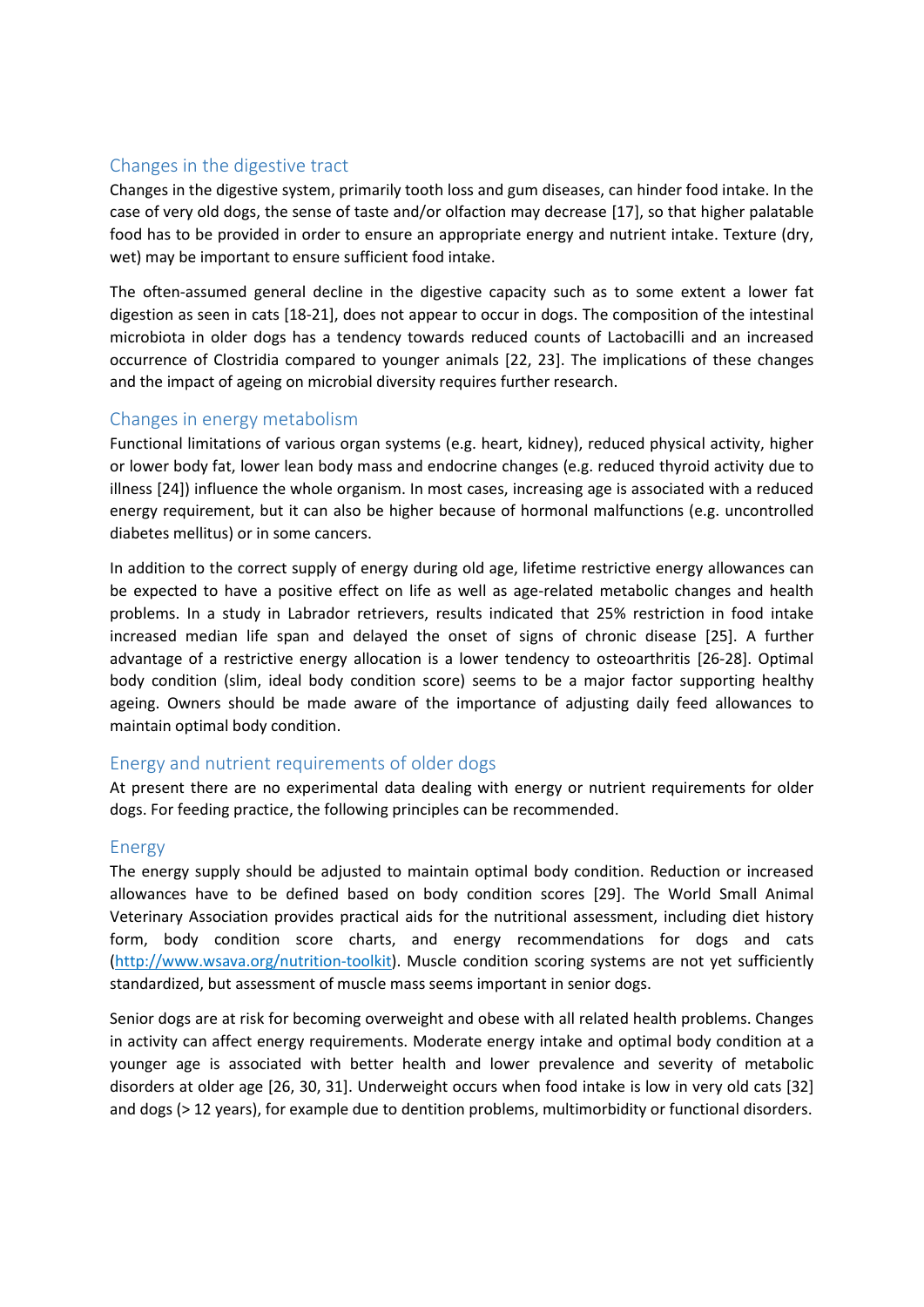## Changes in the digestive tract

Changes in the digestive system, primarily tooth loss and gum diseases, can hinder food intake. In the case of very old dogs, the sense of taste and/or olfaction may decrease [17], so that higher palatable food has to be provided in order to ensure an appropriate energy and nutrient intake. Texture (dry, wet) may be important to ensure sufficient food intake.

The often-assumed general decline in the digestive capacity such as to some extent a lower fat digestion as seen in cats [18-21], does not appear to occur in dogs. The composition of the intestinal microbiota in older dogs has a tendency towards reduced counts of Lactobacilli and an increased occurrence of Clostridia compared to younger animals [22, 23]. The implications of these changes and the impact of ageing on microbial diversity requires further research.

## Changes in energy metabolism

Functional limitations of various organ systems (e.g. heart, kidney), reduced physical activity, higher or lower body fat, lower lean body mass and endocrine changes (e.g. reduced thyroid activity due to illness [24]) influence the whole organism. In most cases, increasing age is associated with a reduced energy requirement, but it can also be higher because of hormonal malfunctions (e.g. uncontrolled diabetes mellitus) or in some cancers.

In addition to the correct supply of energy during old age, lifetime restrictive energy allowances can be expected to have a positive effect on life as well as age-related metabolic changes and health problems. In a study in Labrador retrievers, results indicated that 25% restriction in food intake increased median life span and delayed the onset of signs of chronic disease [25]. A further advantage of a restrictive energy allocation is a lower tendency to osteoarthritis [26-28]. Optimal body condition (slim, ideal body condition score) seems to be a major factor supporting healthy ageing. Owners should be made aware of the importance of adjusting daily feed allowances to maintain optimal body condition.

## Energy and nutrient requirements of older dogs

At present there are no experimental data dealing with energy or nutrient requirements for older dogs. For feeding practice, the following principles can be recommended.

### Energy

The energy supply should be adjusted to maintain optimal body condition. Reduction or increased allowances have to be defined based on body condition scores [29]. The World Small Animal Veterinary Association provides practical aids for the nutritional assessment, including diet history form, body condition score charts, and energy recommendations for dogs and cats (http://www.wsava.org/nutrition-toolkit). Muscle condition scoring systems are not yet sufficiently standardized, but assessment of muscle mass seems important in senior dogs.

Senior dogs are at risk for becoming overweight and obese with all related health problems. Changes in activity can affect energy requirements. Moderate energy intake and optimal body condition at a younger age is associated with better health and lower prevalence and severity of metabolic disorders at older age [26, 30, 31]. Underweight occurs when food intake is low in very old cats [32] and dogs (> 12 years), for example due to dentition problems, multimorbidity or functional disorders.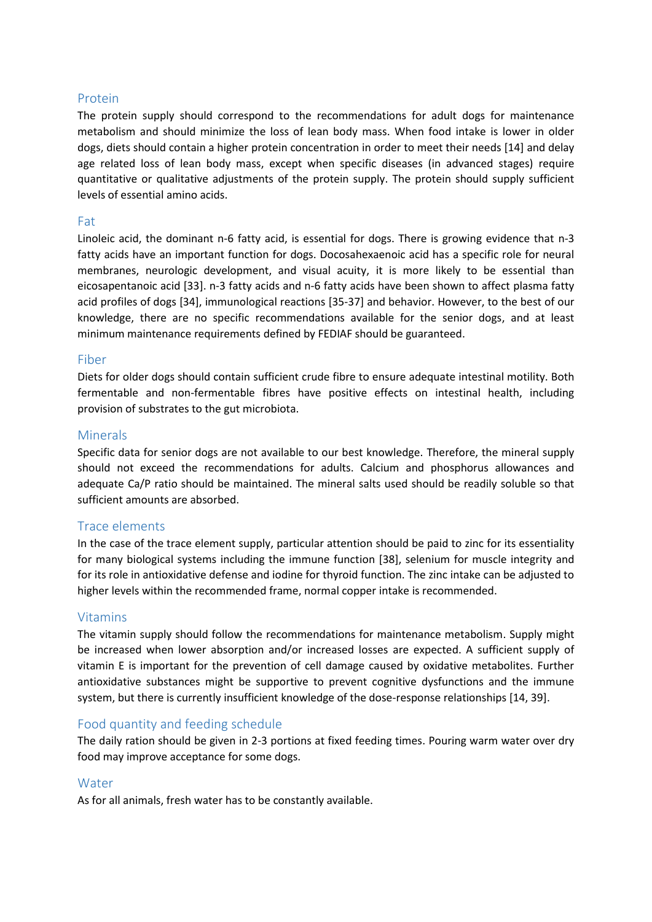## Protein

The protein supply should correspond to the recommendations for adult dogs for maintenance metabolism and should minimize the loss of lean body mass. When food intake is lower in older dogs, diets should contain a higher protein concentration in order to meet their needs [14] and delay age related loss of lean body mass, except when specific diseases (in advanced stages) require quantitative or qualitative adjustments of the protein supply. The protein should supply sufficient levels of essential amino acids.

## Fat

Linoleic acid, the dominant n-6 fatty acid, is essential for dogs. There is growing evidence that n-3 fatty acids have an important function for dogs. Docosahexaenoic acid has a specific role for neural membranes, neurologic development, and visual acuity, it is more likely to be essential than eicosapentanoic acid [33]. n-3 fatty acids and n-6 fatty acids have been shown to affect plasma fatty acid profiles of dogs [34], immunological reactions [35-37] and behavior. However, to the best of our knowledge, there are no specific recommendations available for the senior dogs, and at least minimum maintenance requirements defined by FEDIAF should be guaranteed.

## Fiber

Diets for older dogs should contain sufficient crude fibre to ensure adequate intestinal motility. Both fermentable and non-fermentable fibres have positive effects on intestinal health, including provision of substrates to the gut microbiota.

## Minerals

Specific data for senior dogs are not available to our best knowledge. Therefore, the mineral supply should not exceed the recommendations for adults. Calcium and phosphorus allowances and adequate Ca/P ratio should be maintained. The mineral salts used should be readily soluble so that sufficient amounts are absorbed.

## Trace elements

In the case of the trace element supply, particular attention should be paid to zinc for its essentiality for many biological systems including the immune function [38], selenium for muscle integrity and for its role in antioxidative defense and iodine for thyroid function. The zinc intake can be adjusted to higher levels within the recommended frame, normal copper intake is recommended.

## Vitamins

The vitamin supply should follow the recommendations for maintenance metabolism. Supply might be increased when lower absorption and/or increased losses are expected. A sufficient supply of vitamin E is important for the prevention of cell damage caused by oxidative metabolites. Further antioxidative substances might be supportive to prevent cognitive dysfunctions and the immune system, but there is currently insufficient knowledge of the dose-response relationships [14, 39].

## Food quantity and feeding schedule

The daily ration should be given in 2-3 portions at fixed feeding times. Pouring warm water over dry food may improve acceptance for some dogs.

## Water

As for all animals, fresh water has to be constantly available.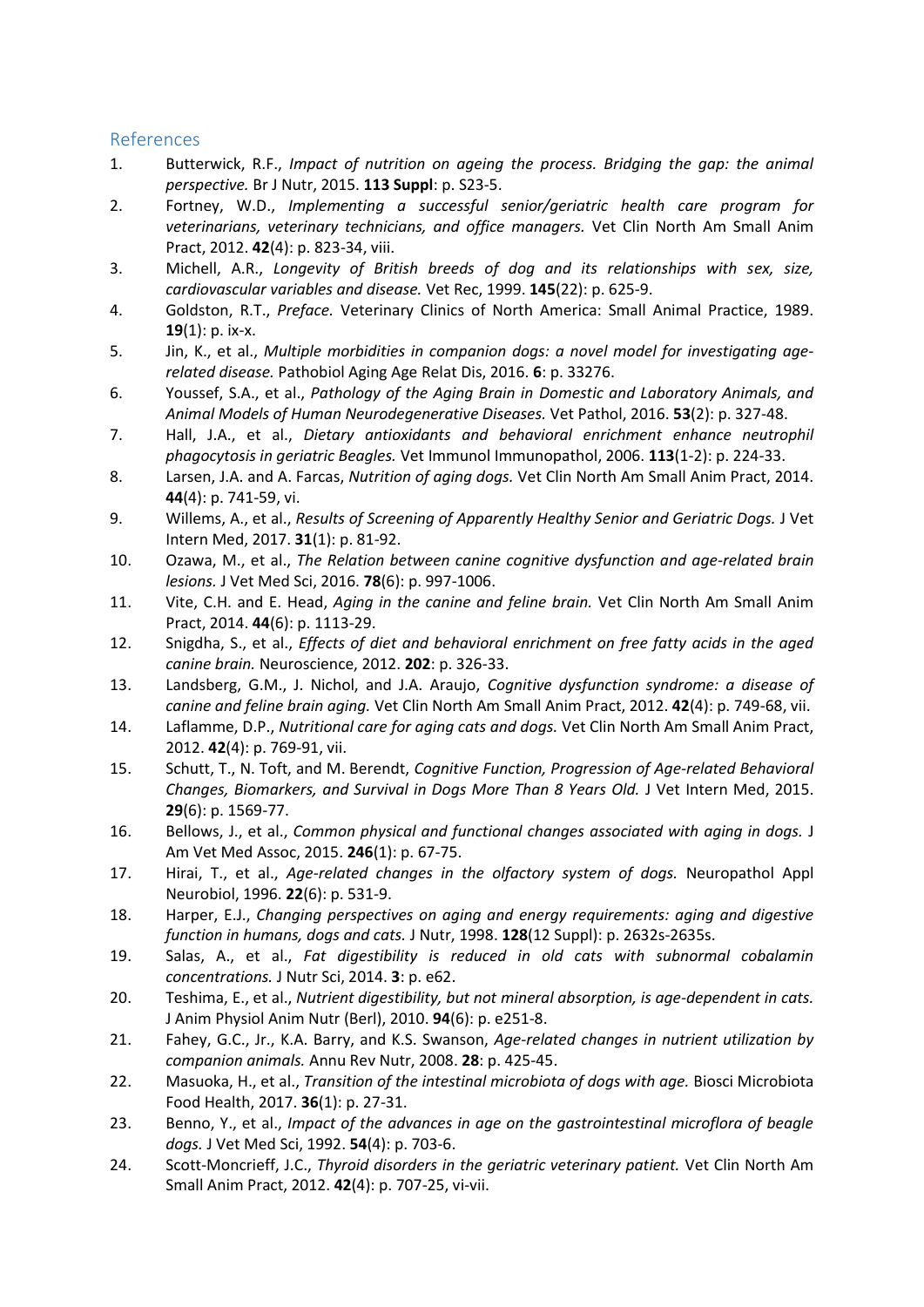## References

1. Butterwick, R.F., *Impact of nutrition on ageing the process. Bridging the gap: the animal perspective.* Br J Nutr, 2015. **113 Suppl**: p. S23-5.
2. Fortney, W.D., *Implementing a successful senior/geriatric health care program for veterinarians, veterinary technicians, and office managers.* Vet Clin North Am Small Anim Pract, 2012. **42**(4): p. 823-34, viii.
3. Michell, A.R., *Longevity of British breeds of dog and its relationships with sex, size, cardiovascular variables and disease.* Vet Rec, 1999. **145**(22): p. 625-9.
4. Goldston, R.T., *Preface.* Veterinary Clinics of North America: Small Animal Practice, 1989. **19**(1): p. ix-x.
5. Jin, K., et al., *Multiple morbidities in companion dogs: a novel model for investigating age-related disease.* Pathobiol Aging Age Relat Dis, 2016. **6**: p. 33276.
6. Youssef, S.A., et al., *Pathology of the Aging Brain in Domestic and Laboratory Animals, and Animal Models of Human Neurodegenerative Diseases.* Vet Pathol, 2016. **53**(2): p. 327-48.
7. Hall, J.A., et al., *Dietary antioxidants and behavioral enrichment enhance neutrophil phagocytosis in geriatric Beagles.* Vet Immunol Immunopathol, 2006. **113**(1-2): p. 224-33.
8. Larsen, J.A. and A. Farcas, *Nutrition of aging dogs.* Vet Clin North Am Small Anim Pract, 2014. **44**(4): p. 741-59, vi.
9. Willems, A., et al., *Results of Screening of Apparently Healthy Senior and Geriatric Dogs.* J Vet Intern Med, 2017. **31**(1): p. 81-92.
10. Ozawa, M., et al., *The Relation between canine cognitive dysfunction and age-related brain lesions.* J Vet Med Sci, 2016. **78**(6): p. 997-1006.
11. Vite, C.H. and E. Head, *Aging in the canine and feline brain.* Vet Clin North Am Small Anim Pract, 2014. **44**(6): p. 1113-29.
12. Snigdha, S., et al., *Effects of diet and behavioral enrichment on free fatty acids in the aged canine brain.* Neuroscience, 2012. **202**: p. 326-33.
13. Landsberg, G.M., J. Nichol, and J.A. Araujo, *Cognitive dysfunction syndrome: a disease of canine and feline brain aging.* Vet Clin North Am Small Anim Pract, 2012. **42**(4): p. 749-68, vii.
14. Laflamme, D.P., *Nutritional care for aging cats and dogs.* Vet Clin North Am Small Anim Pract, 2012. **42**(4): p. 769-91, vii.
15. Schutt, T., N. Toft, and M. Berendt, *Cognitive Function, Progression of Age-related Behavioral Changes, Biomarkers, and Survival in Dogs More Than 8 Years Old.* J Vet Intern Med, 2015. **29**(6): p. 1569-77.
16. Bellows, J., et al., *Common physical and functional changes associated with aging in dogs.* J Am Vet Med Assoc, 2015. **246**(1): p. 67-75.
17. Hirai, T., et al., *Age-related changes in the olfactory system of dogs.* Neuropathol Appl Neurobiol, 1996. **22**(6): p. 531-9.
18. Harper, E.J., *Changing perspectives on aging and energy requirements: aging and digestive function in humans, dogs and cats.* J Nutr, 1998. **128**(12 Suppl): p. 2632s-2635s.
19. Salas, A., et al., *Fat digestibility is reduced in old cats with subnormal cobalamin concentrations.* J Nutr Sci, 2014. **3**: p. e62.
20. Teshima, E., et al., *Nutrient digestibility, but not mineral absorption, is age-dependent in cats.* J Anim Physiol Anim Nutr (Berl), 2010. **94**(6): p. e251-8.
21. Fahey, G.C., Jr., K.A. Barry, and K.S. Swanson, *Age-related changes in nutrient utilization by companion animals.* Annu Rev Nutr, 2008. **28**: p. 425-45.
22. Masuoka, H., et al., *Transition of the intestinal microbiota of dogs with age.* Biosci Microbiota Food Health, 2017. **36**(1): p. 27-31.
23. Benno, Y., et al., *Impact of the advances in age on the gastrointestinal microflora of beagle dogs.* J Vet Med Sci, 1992. **54**(4): p. 703-6.
24. Scott-Moncrieff, J.C., *Thyroid disorders in the geriatric veterinary patient.* Vet Clin North Am Small Anim Pract, 2012. **42**(4): p. 707-25, vi-vii.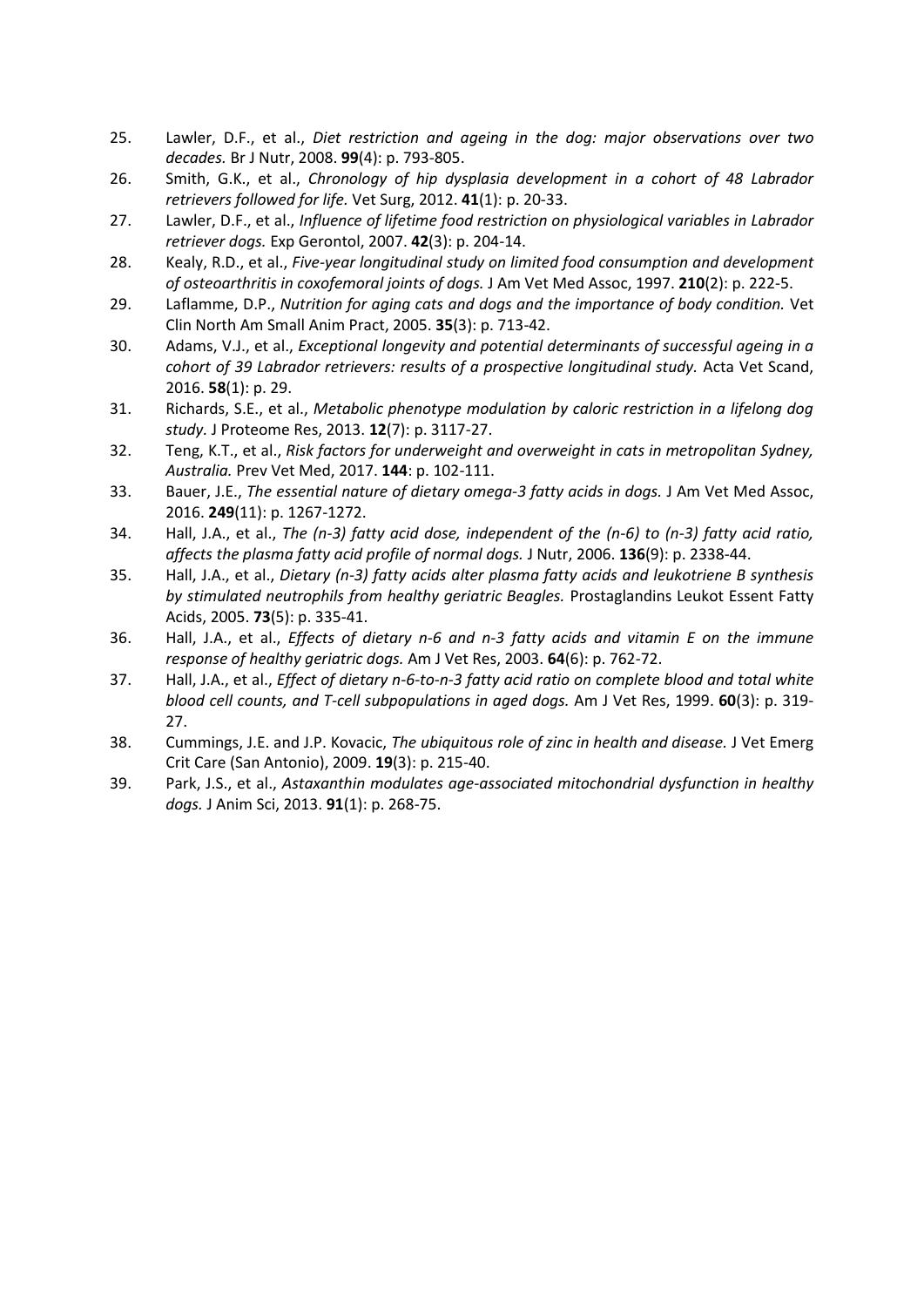25. Lawler, D.F., et al., *Diet restriction and ageing in the dog: major observations over two decades.* Br J Nutr, 2008. **99**(4): p. 793-805.
26. Smith, G.K., et al., *Chronology of hip dysplasia development in a cohort of 48 Labrador retrievers followed for life.* Vet Surg, 2012. **41**(1): p. 20-33.
27. Lawler, D.F., et al., *Influence of lifetime food restriction on physiological variables in Labrador retriever dogs.* Exp Gerontol, 2007. **42**(3): p. 204-14.
28. Kealy, R.D., et al., *Five-year longitudinal study on limited food consumption and development of osteoarthritis in coxofemoral joints of dogs.* J Am Vet Med Assoc, 1997. **210**(2): p. 222-5.
29. Laflamme, D.P., *Nutrition for aging cats and dogs and the importance of body condition.* Vet Clin North Am Small Anim Pract, 2005. **35**(3): p. 713-42.
30. Adams, V.J., et al., *Exceptional longevity and potential determinants of successful ageing in a cohort of 39 Labrador retrievers: results of a prospective longitudinal study.* Acta Vet Scand, 2016. **58**(1): p. 29.
31. Richards, S.E., et al., *Metabolic phenotype modulation by caloric restriction in a lifelong dog study.* J Proteome Res, 2013. **12**(7): p. 3117-27.
32. Teng, K.T., et al., *Risk factors for underweight and overweight in cats in metropolitan Sydney, Australia.* Prev Vet Med, 2017. **144**: p. 102-111.
33. Bauer, J.E., *The essential nature of dietary omega-3 fatty acids in dogs.* J Am Vet Med Assoc, 2016. **249**(11): p. 1267-1272.
34. Hall, J.A., et al., *The (n-3) fatty acid dose, independent of the (n-6) to (n-3) fatty acid ratio, affects the plasma fatty acid profile of normal dogs.* J Nutr, 2006. **136**(9): p. 2338-44.
35. Hall, J.A., et al., *Dietary (n-3) fatty acids alter plasma fatty acids and leukotriene B synthesis by stimulated neutrophils from healthy geriatric Beagles.* Prostaglandins Leukot Essent Fatty Acids, 2005. **73**(5): p. 335-41.
36. Hall, J.A., et al., *Effects of dietary n-6 and n-3 fatty acids and vitamin E on the immune response of healthy geriatric dogs.* Am J Vet Res, 2003. **64**(6): p. 762-72.
37. Hall, J.A., et al., *Effect of dietary n-6-to-n-3 fatty acid ratio on complete blood and total white blood cell counts, and T-cell subpopulations in aged dogs.* Am J Vet Res, 1999. **60**(3): p. 319-27.
38. Cummings, J.E. and J.P. Kovacic, *The ubiquitous role of zinc in health and disease.* J Vet Emerg Crit Care (San Antonio), 2009. **19**(3): p. 215-40.
39. Park, J.S., et al., *Astaxanthin modulates age-associated mitochondrial dysfunction in healthy dogs.* J Anim Sci, 2013. **91**(1): p. 268-75.